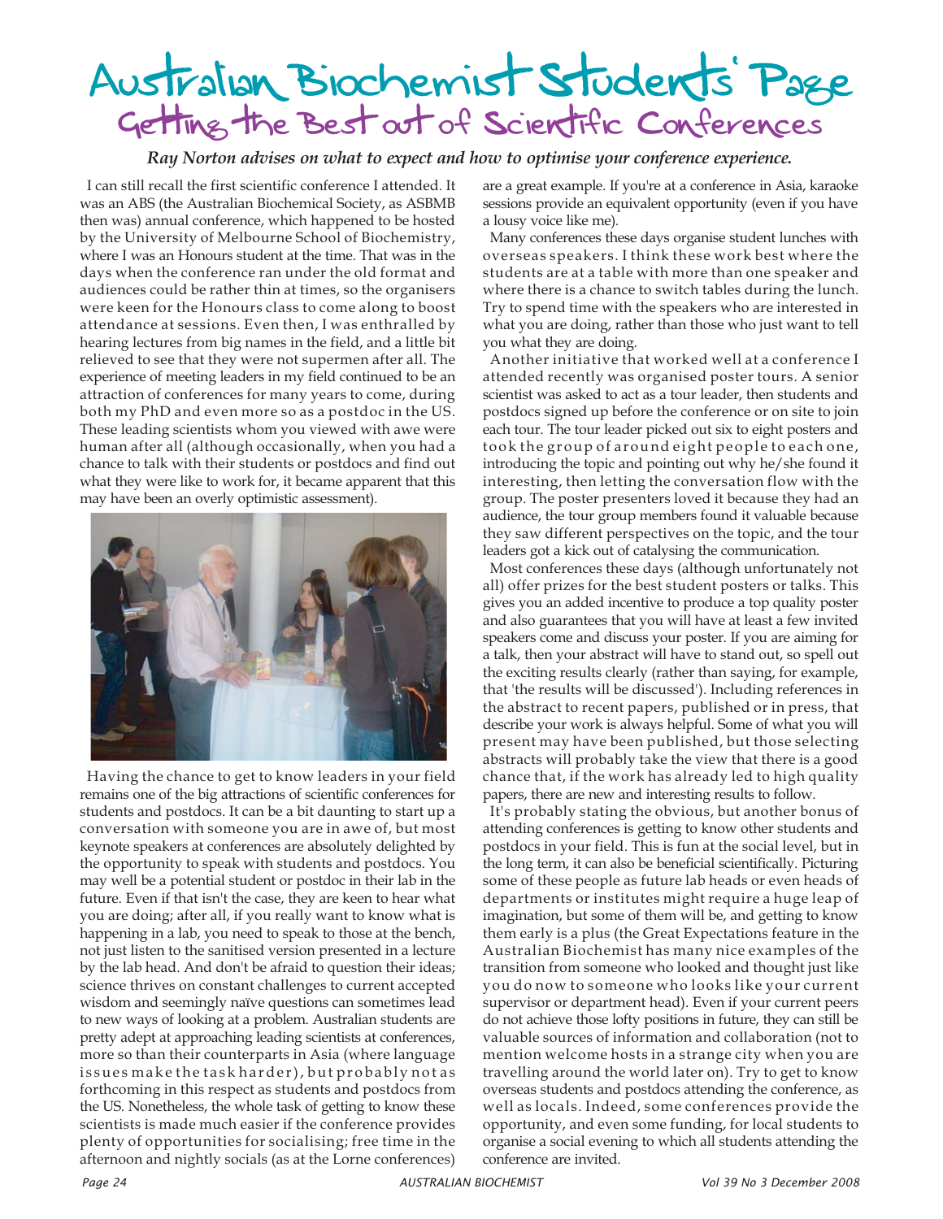# Australian Biochemist Students' Page

## Getting the Best out of Scientific Conferences

***Ray Norton advises on what to expect and how to optimise your conference experience.***

I can still recall the first scientific conference I attended. It was an ABS (the Australian Biochemical Society, as ASBMB then was) annual conference, which happened to be hosted by the University of Melbourne School of Biochemistry, where I was an Honours student at the time. That was in the days when the conference ran under the old format and audiences could be rather thin at times, so the organisers were keen for the Honours class to come along to boost attendance at sessions. Even then, I was enthralled by hearing lectures from big names in the field, and a little bit relieved to see that they were not supermen after all. The experience of meeting leaders in my field continued to be an attraction of conferences for many years to come, during both my PhD and even more so as a postdoc in the US. These leading scientists whom you viewed with awe were human after all (although occasionally, when you had a chance to talk with their students or postdocs and find out what they were like to work for, it became apparent that this may have been an overly optimistic assessment).

Having the chance to get to know leaders in your field remains one of the big attractions of scientific conferences for students and postdocs. It can be a bit daunting to start up a conversation with someone you are in awe of, but most keynote speakers at conferences are absolutely delighted by the opportunity to speak with students and postdocs. You may well be a potential student or postdoc in their lab in the future. Even if that isn't the case, they are keen to hear what you are doing; after all, if you really want to know what is happening in a lab, you need to speak to those at the bench, not just listen to the sanitised version presented in a lecture by the lab head. And don't be afraid to question their ideas; science thrives on constant challenges to current accepted wisdom and seemingly naïve questions can sometimes lead to new ways of looking at a problem. Australian students are pretty adept at approaching leading scientists at conferences, more so than their counterparts in Asia (where language issues make the task harder), but probably not as forthcoming in this respect as students and postdocs from the US. Nonetheless, the whole task of getting to know these scientists is made much easier if the conference provides plenty of opportunities for socialising; free time in the afternoon and nightly socials (as at the Lorne conferences) are a great example. If you're at a conference in Asia, karaoke sessions provide an equivalent opportunity (even if you have a lousy voice like me).

Many conferences these days organise student lunches with overseas speakers. I think these work best where the students are at a table with more than one speaker and where there is a chance to switch tables during the lunch. Try to spend time with the speakers who are interested in what you are doing, rather than those who just want to tell you what they are doing.

Another initiative that worked well at a conference I attended recently was organised poster tours. A senior scientist was asked to act as a tour leader, then students and postdocs signed up before the conference or on site to join each tour. The tour leader picked out six to eight posters and took the group of around eight people to each one, introducing the topic and pointing out why he/she found it interesting, then letting the conversation flow with the group. The poster presenters loved it because they had an audience, the tour group members found it valuable because they saw different perspectives on the topic, and the tour leaders got a kick out of catalysing the communication.

Most conferences these days (although unfortunately not all) offer prizes for the best student posters or talks. This gives you an added incentive to produce a top quality poster and also guarantees that you will have at least a few invited speakers come and discuss your poster. If you are aiming for a talk, then your abstract will have to stand out, so spell out the exciting results clearly (rather than saying, for example, that 'the results will be discussed'). Including references in the abstract to recent papers, published or in press, that describe your work is always helpful. Some of what you will present may have been published, but those selecting abstracts will probably take the view that there is a good chance that, if the work has already led to high quality papers, there are new and interesting results to follow.

It's probably stating the obvious, but another bonus of attending conferences is getting to know other students and postdocs in your field. This is fun at the social level, but in the long term, it can also be beneficial scientifically. Picturing some of these people as future lab heads or even heads of departments or institutes might require a huge leap of imagination, but some of them will be, and getting to know them early is a plus (the Great Expectations feature in the Australian Biochemist has many nice examples of the transition from someone who looked and thought just like you do now to someone who looks like your current supervisor or department head). Even if your current peers do not achieve those lofty positions in future, they can still be valuable sources of information and collaboration (not to mention welcome hosts in a strange city when you are travelling around the world later on). Try to get to know overseas students and postdocs attending the conference, as well as locals. Indeed, some conferences provide the opportunity, and even some funding, for local students to organise a social evening to which all students attending the conference are invited.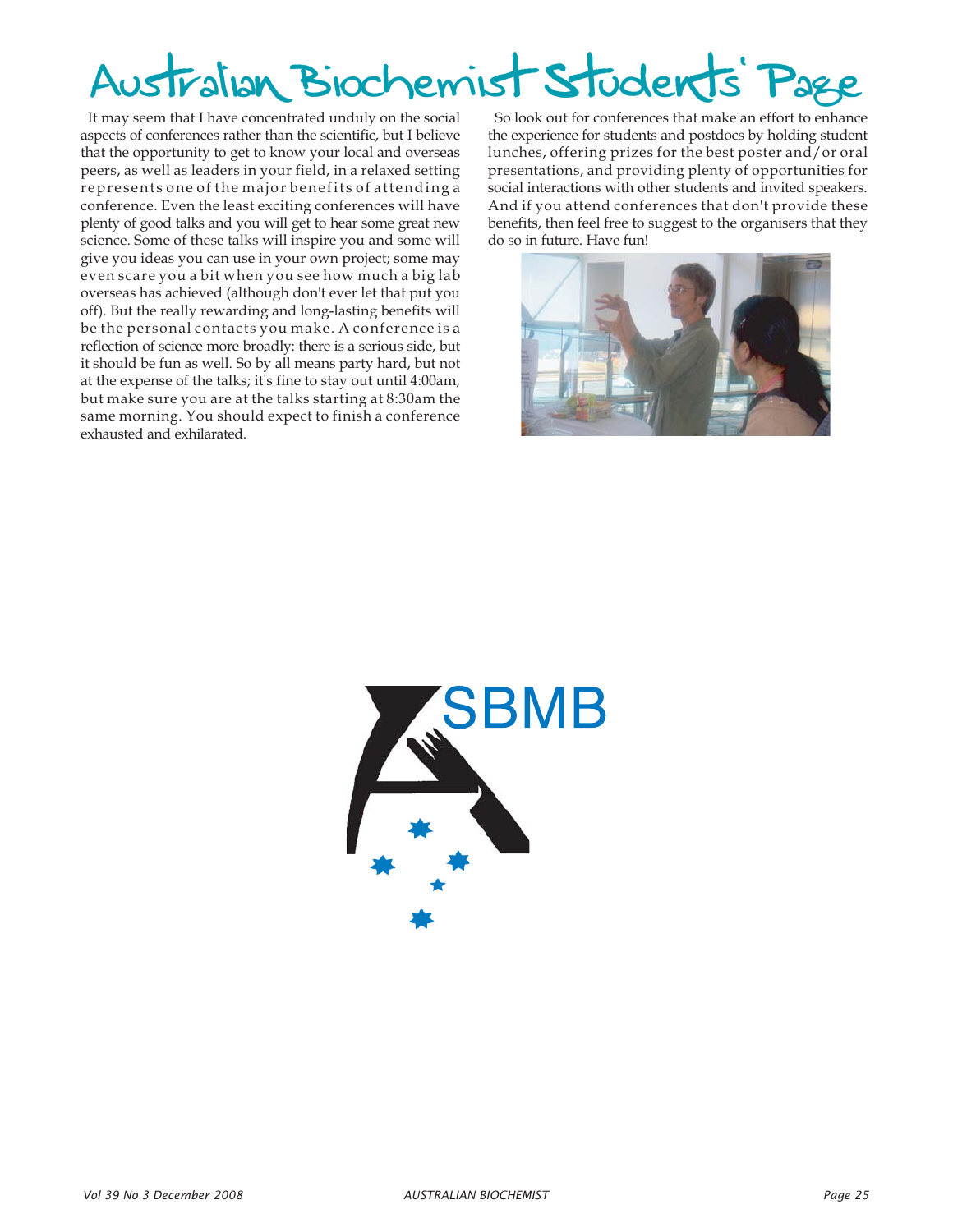# Australian Biochemist Students' Page

It may seem that I have concentrated unduly on the social aspects of conferences rather than the scientific, but I believe that the opportunity to get to know your local and overseas peers, as well as leaders in your field, in a relaxed setting represents one of the major benefits of attending a conference. Even the least exciting conferences will have plenty of good talks and you will get to hear some great new science. Some of these talks will inspire you and some will give you ideas you can use in your own project; some may even scare you a bit when you see how much a big lab overseas has achieved (although don't ever let that put you off). But the really rewarding and long-lasting benefits will be the personal contacts you make. A conference is a reflection of science more broadly: there is a serious side, but it should be fun as well. So by all means party hard, but not at the expense of the talks; it's fine to stay out until 4:00am, but make sure you are at the talks starting at 8:30am the same morning. You should expect to finish a conference exhausted and exhilarated.

So look out for conferences that make an effort to enhance the experience for students and postdocs by holding student lunches, offering prizes for the best poster and/or oral presentations, and providing plenty of opportunities for social interactions with other students and invited speakers. And if you attend conferences that don't provide these benefits, then feel free to suggest to the organisers that they do so in future. Have fun!

SBMB